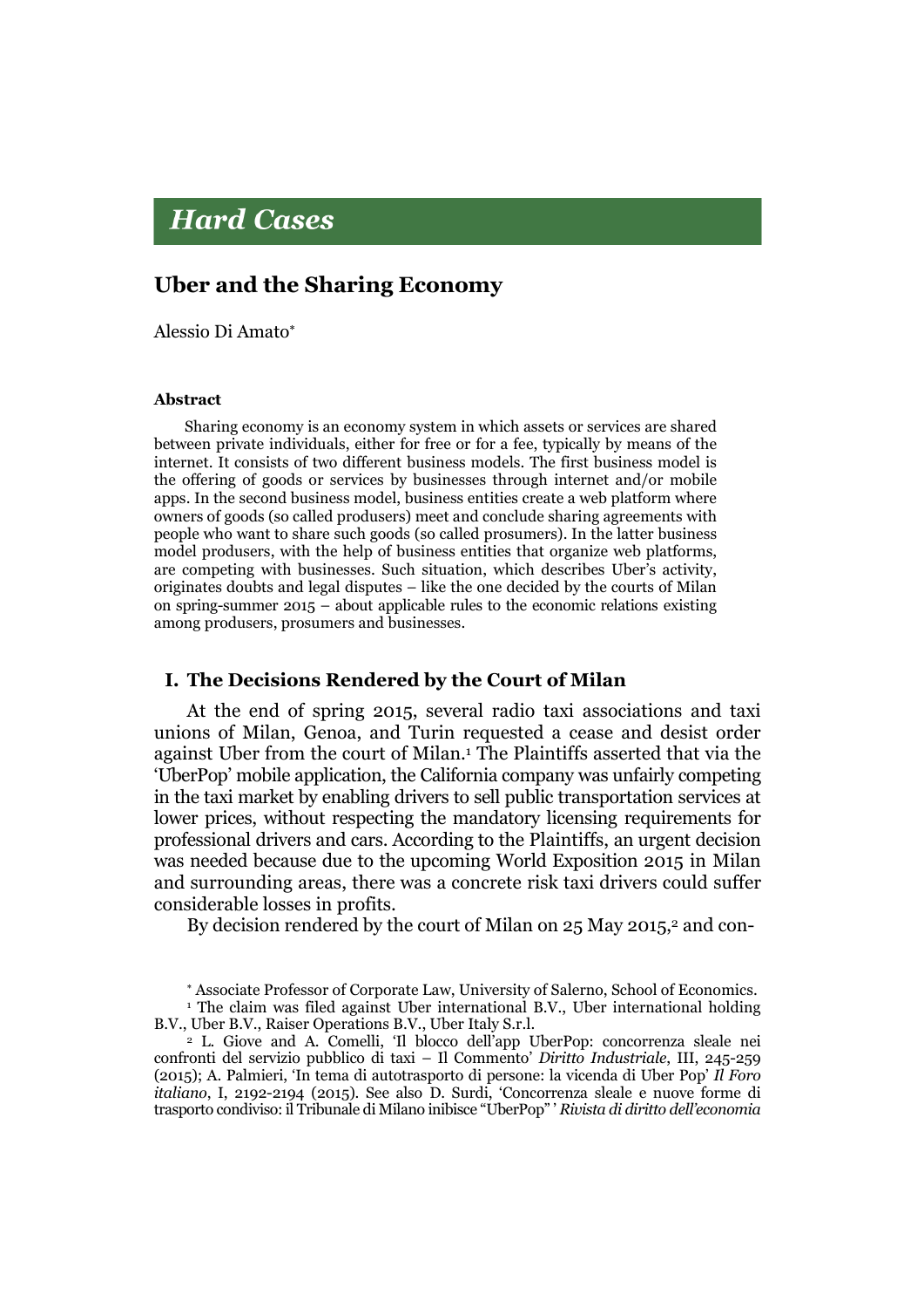# *Hard Cases*

## Uber and the Sharing Economy

Alessio Di Amato*

#### Abstract

Sharing economy is an economy system in which assets or services are shared between private individuals, either for free or for a fee, typically by means of the internet. It consists of two different business models. The first business model is the offering of goods or services by businesses through internet and/or mobile apps. In the second business model, business entities create a web platform where owners of goods (so called produsers) meet and conclude sharing agreements with people who want to share such goods (so called prosumers). In the latter business model produsers, with the help of business entities that organize web platforms, are competing with businesses. Such situation, which describes Uber's activity, originates doubts and legal disputes – like the one decided by the courts of Milan on spring-summer 2015 – about applicable rules to the economic relations existing among produsers, prosumers and businesses.

### I. The Decisions Rendered by the Court of Milan

At the end of spring 2015, several radio taxi associations and taxi unions of Milan, Genoa, and Turin requested a cease and desist order against Uber from the court of Milan.[1] The Plaintiffs asserted that via the 'UberPop' mobile application, the California company was unfairly competing in the taxi market by enabling drivers to sell public transportation services at lower prices, without respecting the mandatory licensing requirements for professional drivers and cars. According to the Plaintiffs, an urgent decision was needed because due to the upcoming World Exposition 2015 in Milan and surrounding areas, there was a concrete risk taxi drivers could suffer considerable losses in profits.

By decision rendered by the court of Milan on 25 May 2015,[2] and con-

---

\* Associate Professor of Corporate Law, University of Salerno, School of Economics.

[1] The claim was filed against Uber international B.V., Uber international holding B.V., Uber B.V., Raiser Operations B.V., Uber Italy S.r.l.

[2] L. Giove and A. Comelli, 'Il blocco dell'app UberPop: concorrenza sleale nei confronti del servizio pubblico di taxi – Il Commento' *Diritto Industriale*, III, 245-259 (2015); A. Palmieri, 'In tema di autotrasporto di persone: la vicenda di Uber Pop' *Il Foro italiano*, I, 2192-2194 (2015). See also D. Surdi, 'Concorrenza sleale e nuove forme di trasporto condiviso: il Tribunale di Milano inibisce "UberPop" ' *Rivista di diritto dell'economia*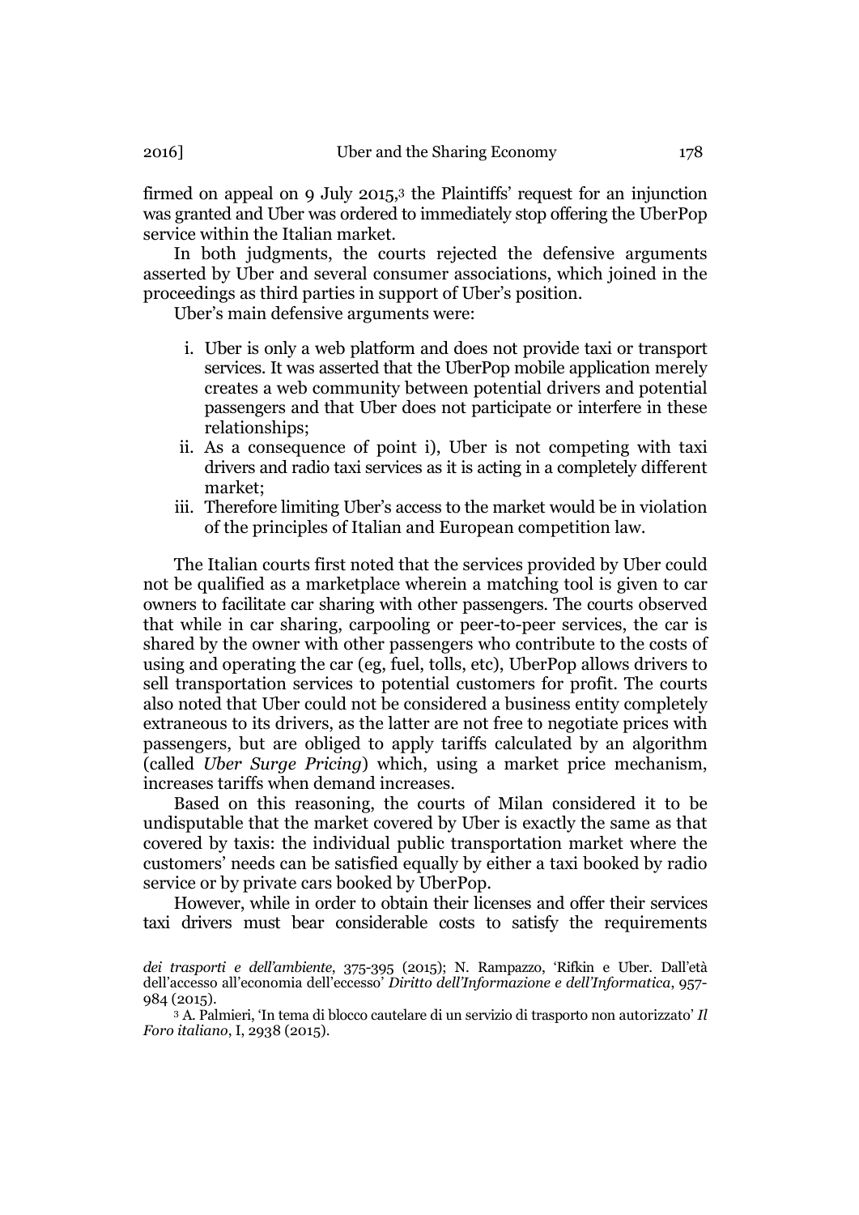firmed on appeal on 9 July 2015,[3] the Plaintiffs' request for an injunction was granted and Uber was ordered to immediately stop offering the UberPop service within the Italian market.

In both judgments, the courts rejected the defensive arguments asserted by Uber and several consumer associations, which joined in the proceedings as third parties in support of Uber's position.

Uber's main defensive arguments were:

i. Uber is only a web platform and does not provide taxi or transport services. It was asserted that the UberPop mobile application merely creates a web community between potential drivers and potential passengers and that Uber does not participate or interfere in these relationships;
ii. As a consequence of point i), Uber is not competing with taxi drivers and radio taxi services as it is acting in a completely different market;
iii. Therefore limiting Uber's access to the market would be in violation of the principles of Italian and European competition law.

The Italian courts first noted that the services provided by Uber could not be qualified as a marketplace wherein a matching tool is given to car owners to facilitate car sharing with other passengers. The courts observed that while in car sharing, carpooling or peer-to-peer services, the car is shared by the owner with other passengers who contribute to the costs of using and operating the car (eg, fuel, tolls, etc), UberPop allows drivers to sell transportation services to potential customers for profit. The courts also noted that Uber could not be considered a business entity completely extraneous to its drivers, as the latter are not free to negotiate prices with passengers, but are obliged to apply tariffs calculated by an algorithm (called *Uber Surge Pricing*) which, using a market price mechanism, increases tariffs when demand increases.

Based on this reasoning, the courts of Milan considered it to be undisputable that the market covered by Uber is exactly the same as that covered by taxis: the individual public transportation market where the customers' needs can be satisfied equally by either a taxi booked by radio service or by private cars booked by UberPop.

However, while in order to obtain their licenses and offer their services taxi drivers must bear considerable costs to satisfy the requirements

*dei trasporti e dell'ambiente*, 375-395 (2015); N. Rampazzo, 'Rifkin e Uber. Dall'età dell'accesso all'economia dell'eccesso' *Diritto dell'Informazione e dell'Informatica*, 957-984 (2015).

[3] A. Palmieri, 'In tema di blocco cautelare di un servizio di trasporto non autorizzato' *Il Foro italiano*, I, 2938 (2015).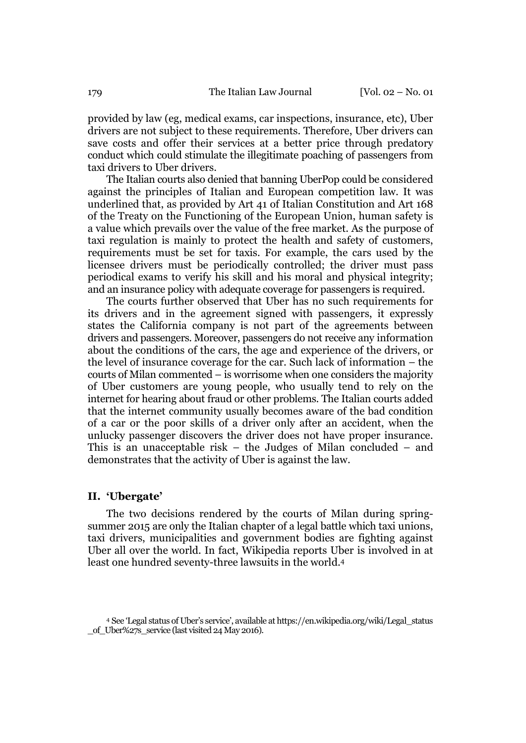provided by law (eg, medical exams, car inspections, insurance, etc), Uber drivers are not subject to these requirements. Therefore, Uber drivers can save costs and offer their services at a better price through predatory conduct which could stimulate the illegitimate poaching of passengers from taxi drivers to Uber drivers.

The Italian courts also denied that banning UberPop could be considered against the principles of Italian and European competition law. It was underlined that, as provided by Art 41 of Italian Constitution and Art 168 of the Treaty on the Functioning of the European Union, human safety is a value which prevails over the value of the free market. As the purpose of taxi regulation is mainly to protect the health and safety of customers, requirements must be set for taxis. For example, the cars used by the licensee drivers must be periodically controlled; the driver must pass periodical exams to verify his skill and his moral and physical integrity; and an insurance policy with adequate coverage for passengers is required.

The courts further observed that Uber has no such requirements for its drivers and in the agreement signed with passengers, it expressly states the California company is not part of the agreements between drivers and passengers. Moreover, passengers do not receive any information about the conditions of the cars, the age and experience of the drivers, or the level of insurance coverage for the car. Such lack of information – the courts of Milan commented – is worrisome when one considers the majority of Uber customers are young people, who usually tend to rely on the internet for hearing about fraud or other problems. The Italian courts added that the internet community usually becomes aware of the bad condition of a car or the poor skills of a driver only after an accident, when the unlucky passenger discovers the driver does not have proper insurance. This is an unacceptable risk – the Judges of Milan concluded – and demonstrates that the activity of Uber is against the law.

## II. 'Ubergate'

The two decisions rendered by the courts of Milan during spring-summer 2015 are only the Italian chapter of a legal battle which taxi unions, taxi drivers, municipalities and government bodies are fighting against Uber all over the world. In fact, Wikipedia reports Uber is involved in at least one hundred seventy-three lawsuits in the world.[4]

[4] See 'Legal status of Uber's service', available at https://en.wikipedia.org/wiki/Legal_status_of_Uber%27s_service (last visited 24 May 2016).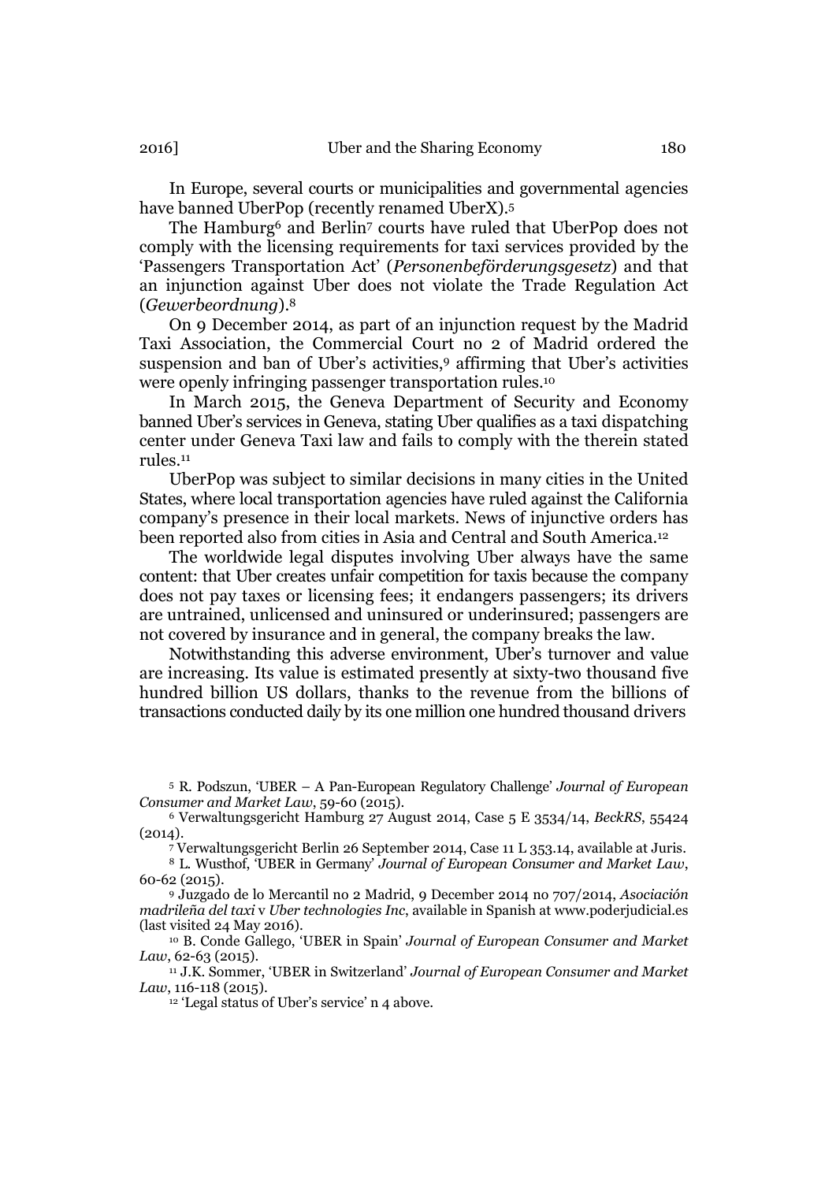In Europe, several courts or municipalities and governmental agencies have banned UberPop (recently renamed UberX).[5]

The Hamburg[6] and Berlin[7] courts have ruled that UberPop does not comply with the licensing requirements for taxi services provided by the 'Passengers Transportation Act' (*Personenbeförderungsgesetz*) and that an injunction against Uber does not violate the Trade Regulation Act (*Gewerbeordnung*).[8]

On 9 December 2014, as part of an injunction request by the Madrid Taxi Association, the Commercial Court no 2 of Madrid ordered the suspension and ban of Uber's activities,[9] affirming that Uber's activities were openly infringing passenger transportation rules.[10]

In March 2015, the Geneva Department of Security and Economy banned Uber's services in Geneva, stating Uber qualifies as a taxi dispatching center under Geneva Taxi law and fails to comply with the therein stated rules.[11]

UberPop was subject to similar decisions in many cities in the United States, where local transportation agencies have ruled against the California company's presence in their local markets. News of injunctive orders has been reported also from cities in Asia and Central and South America.[12]

The worldwide legal disputes involving Uber always have the same content: that Uber creates unfair competition for taxis because the company does not pay taxes or licensing fees; it endangers passengers; its drivers are untrained, unlicensed and uninsured or underinsured; passengers are not covered by insurance and in general, the company breaks the law.

Notwithstanding this adverse environment, Uber's turnover and value are increasing. Its value is estimated presently at sixty-two thousand five hundred billion US dollars, thanks to the revenue from the billions of transactions conducted daily by its one million one hundred thousand drivers

---

[5] R. Podszun, 'UBER – A Pan-European Regulatory Challenge' *Journal of European Consumer and Market Law*, 59-60 (2015).

[6] Verwaltungsgericht Hamburg 27 August 2014, Case 5 E 3534/14, *BeckRS*, 55424 (2014).

[7] Verwaltungsgericht Berlin 26 September 2014, Case 11 L 353.14, available at Juris.

[8] L. Wusthof, 'UBER in Germany' *Journal of European Consumer and Market Law*, 60-62 (2015).

[9] Juzgado de lo Mercantil no 2 Madrid, 9 December 2014 no 707/2014, *Asociación madrileña del taxi* v *Uber technologies Inc*, available in Spanish at www.poderjudicial.es (last visited 24 May 2016).

[10] B. Conde Gallego, 'UBER in Spain' *Journal of European Consumer and Market Law*, 62-63 (2015).

[11] J.K. Sommer, 'UBER in Switzerland' *Journal of European Consumer and Market Law*, 116-118 (2015).

[12] 'Legal status of Uber's service' n 4 above.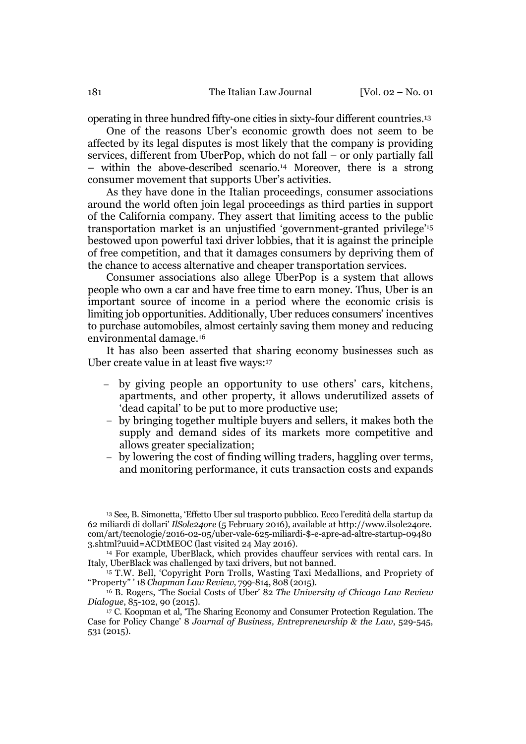operating in three hundred fifty-one cities in sixty-four different countries.[13]

One of the reasons Uber's economic growth does not seem to be affected by its legal disputes is most likely that the company is providing services, different from UberPop, which do not fall – or only partially fall – within the above-described scenario.[14] Moreover, there is a strong consumer movement that supports Uber's activities.

As they have done in the Italian proceedings, consumer associations around the world often join legal proceedings as third parties in support of the California company. They assert that limiting access to the public transportation market is an unjustified 'government-granted privilege'[15] bestowed upon powerful taxi driver lobbies, that it is against the principle of free competition, and that it damages consumers by depriving them of the chance to access alternative and cheaper transportation services.

Consumer associations also allege UberPop is a system that allows people who own a car and have free time to earn money. Thus, Uber is an important source of income in a period where the economic crisis is limiting job opportunities. Additionally, Uber reduces consumers' incentives to purchase automobiles, almost certainly saving them money and reducing environmental damage.[16]

It has also been asserted that sharing economy businesses such as Uber create value in at least five ways:[17]

- by giving people an opportunity to use others' cars, kitchens, apartments, and other property, it allows underutilized assets of 'dead capital' to be put to more productive use;
- by bringing together multiple buyers and sellers, it makes both the supply and demand sides of its markets more competitive and allows greater specialization;
- by lowering the cost of finding willing traders, haggling over terms, and monitoring performance, it cuts transaction costs and expands

[13] See, B. Simonetta, 'Effetto Uber sul trasporto pubblico. Ecco l'eredità della startup da 62 miliardi di dollari' *IlSole24ore* (5 February 2016), available at http://www.ilsole24ore.com/art/tecnologie/2016-02-05/uber-vale-625-miliardi-$-e-apre-ad-altre-startup-094803.shtml?uuid=ACDtMEOC (last visited 24 May 2016).

[14] For example, UberBlack, which provides chauffeur services with rental cars. In Italy, UberBlack was challenged by taxi drivers, but not banned.

[15] T.W. Bell, 'Copyright Porn Trolls, Wasting Taxi Medallions, and Propriety of "Property" ' 18 *Chapman Law Review*, 799-814, 808 (2015).

[16] B. Rogers, 'The Social Costs of Uber' 82 *The University of Chicago Law Review Dialogue*, 85-102, 90 (2015).

[17] C. Koopman et al, 'The Sharing Economy and Consumer Protection Regulation. The Case for Policy Change' 8 *Journal of Business, Entrepreneurship & the Law*, 529-545, 531 (2015).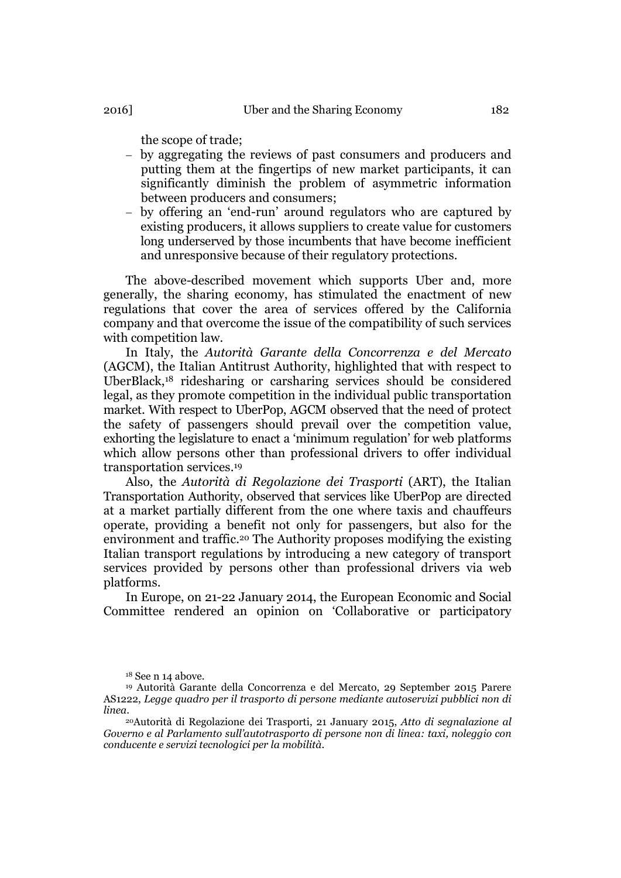the scope of trade;

- by aggregating the reviews of past consumers and producers and putting them at the fingertips of new market participants, it can significantly diminish the problem of asymmetric information between producers and consumers;
- by offering an 'end-run' around regulators who are captured by existing producers, it allows suppliers to create value for customers long underserved by those incumbents that have become inefficient and unresponsive because of their regulatory protections.

The above-described movement which supports Uber and, more generally, the sharing economy, has stimulated the enactment of new regulations that cover the area of services offered by the California company and that overcome the issue of the compatibility of such services with competition law.

In Italy, the *Autorità Garante della Concorrenza e del Mercato* (AGCM), the Italian Antitrust Authority, highlighted that with respect to UberBlack,[18] ridesharing or carsharing services should be considered legal, as they promote competition in the individual public transportation market. With respect to UberPop, AGCM observed that the need of protect the safety of passengers should prevail over the competition value, exhorting the legislature to enact a 'minimum regulation' for web platforms which allow persons other than professional drivers to offer individual transportation services.[19]

Also, the *Autorità di Regolazione dei Trasporti* (ART), the Italian Transportation Authority, observed that services like UberPop are directed at a market partially different from the one where taxis and chauffeurs operate, providing a benefit not only for passengers, but also for the environment and traffic.[20] The Authority proposes modifying the existing Italian transport regulations by introducing a new category of transport services provided by persons other than professional drivers via web platforms.

In Europe, on 21-22 January 2014, the European Economic and Social Committee rendered an opinion on 'Collaborative or participatory

[18] See n 14 above.

[19] Autorità Garante della Concorrenza e del Mercato, 29 September 2015 Parere AS1222, *Legge quadro per il trasporto di persone mediante autoservizi pubblici non di linea*.

[20] Autorità di Regolazione dei Trasporti, 21 January 2015, *Atto di segnalazione al Governo e al Parlamento sull'autotrasporto di persone non di linea: taxi, noleggio con conducente e servizi tecnologici per la mobilità*.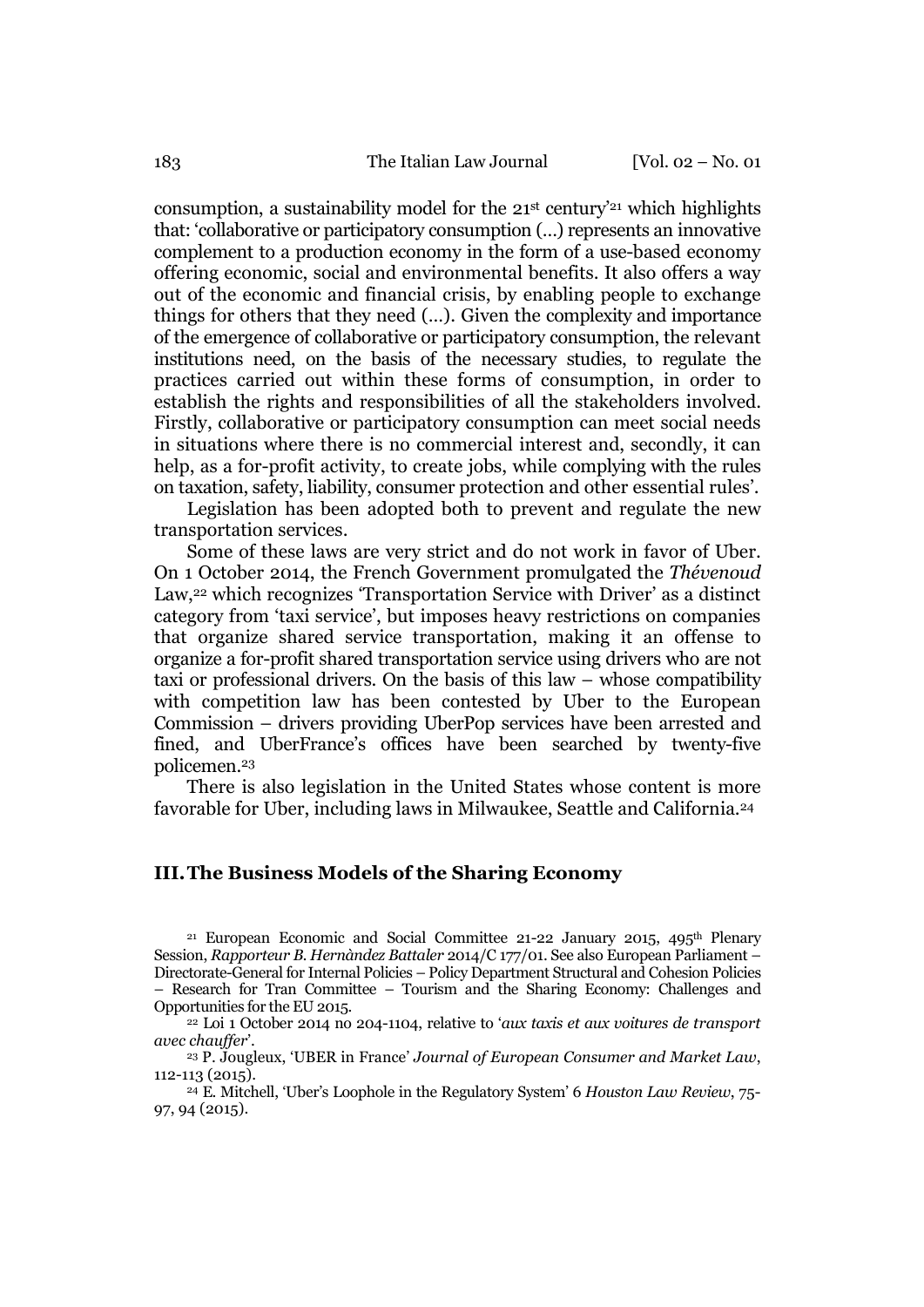consumption, a sustainability model for the 21st century'[21] which highlights that: 'collaborative or participatory consumption (…) represents an innovative complement to a production economy in the form of a use-based economy offering economic, social and environmental benefits. It also offers a way out of the economic and financial crisis, by enabling people to exchange things for others that they need (…). Given the complexity and importance of the emergence of collaborative or participatory consumption, the relevant institutions need, on the basis of the necessary studies, to regulate the practices carried out within these forms of consumption, in order to establish the rights and responsibilities of all the stakeholders involved. Firstly, collaborative or participatory consumption can meet social needs in situations where there is no commercial interest and, secondly, it can help, as a for-profit activity, to create jobs, while complying with the rules on taxation, safety, liability, consumer protection and other essential rules'.

Legislation has been adopted both to prevent and regulate the new transportation services.

Some of these laws are very strict and do not work in favor of Uber. On 1 October 2014, the French Government promulgated the *Thévenoud* Law,[22] which recognizes 'Transportation Service with Driver' as a distinct category from 'taxi service', but imposes heavy restrictions on companies that organize shared service transportation, making it an offense to organize a for-profit shared transportation service using drivers who are not taxi or professional drivers. On the basis of this law – whose compatibility with competition law has been contested by Uber to the European Commission – drivers providing UberPop services have been arrested and fined, and UberFrance's offices have been searched by twenty-five policemen.[23]

There is also legislation in the United States whose content is more favorable for Uber, including laws in Milwaukee, Seattle and California.[24]

## III. The Business Models of the Sharing Economy

[21] European Economic and Social Committee 21-22 January 2015, 495th Plenary Session, *Rapporteur B. Hernàndez Battaler* 2014/C 177/01. See also European Parliament – Directorate-General for Internal Policies – Policy Department Structural and Cohesion Policies – Research for Tran Committee – Tourism and the Sharing Economy: Challenges and Opportunities for the EU 2015.

[22] Loi 1 October 2014 no 204-1104, relative to '*aux taxis et aux voitures de transport avec chauffer*'.

[23] P. Jougleux, 'UBER in France' *Journal of European Consumer and Market Law*, 112-113 (2015).

[24] E. Mitchell, 'Uber's Loophole in the Regulatory System' 6 *Houston Law Review*, 75-97, 94 (2015).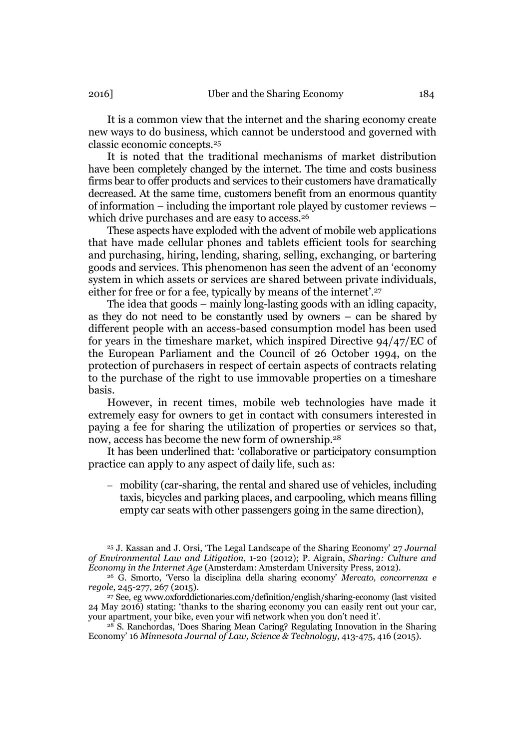It is a common view that the internet and the sharing economy create new ways to do business, which cannot be understood and governed with classic economic concepts.[25]

It is noted that the traditional mechanisms of market distribution have been completely changed by the internet. The time and costs business firms bear to offer products and services to their customers have dramatically decreased. At the same time, customers benefit from an enormous quantity of information – including the important role played by customer reviews – which drive purchases and are easy to access.[26]

These aspects have exploded with the advent of mobile web applications that have made cellular phones and tablets efficient tools for searching and purchasing, hiring, lending, sharing, selling, exchanging, or bartering goods and services. This phenomenon has seen the advent of an 'economy system in which assets or services are shared between private individuals, either for free or for a fee, typically by means of the internet'.[27]

The idea that goods – mainly long-lasting goods with an idling capacity, as they do not need to be constantly used by owners – can be shared by different people with an access-based consumption model has been used for years in the timeshare market, which inspired Directive 94/47/EC of the European Parliament and the Council of 26 October 1994, on the protection of purchasers in respect of certain aspects of contracts relating to the purchase of the right to use immovable properties on a timeshare basis.

However, in recent times, mobile web technologies have made it extremely easy for owners to get in contact with consumers interested in paying a fee for sharing the utilization of properties or services so that, now, access has become the new form of ownership.[28]

It has been underlined that: 'collaborative or participatory consumption practice can apply to any aspect of daily life, such as:

- mobility (car-sharing, the rental and shared use of vehicles, including taxis, bicycles and parking places, and carpooling, which means filling empty car seats with other passengers going in the same direction),

[25] J. Kassan and J. Orsi, 'The Legal Landscape of the Sharing Economy' 27 *Journal of Environmental Law and Litigation*, 1-20 (2012); P. Aigrain, *Sharing: Culture and Economy in the Internet Age* (Amsterdam: Amsterdam University Press, 2012).

[26] G. Smorto, 'Verso la disciplina della sharing economy' *Mercato, concorrenza e regole*, 245-277, 267 (2015).

[27] See, eg www.oxforddictionaries.com/definition/english/sharing-economy (last visited 24 May 2016) stating: 'thanks to the sharing economy you can easily rent out your car, your apartment, your bike, even your wifi network when you don't need it'.

[28] S. Ranchordas, 'Does Sharing Mean Caring? Regulating Innovation in the Sharing Economy' 16 *Minnesota Journal of Law, Science & Technology*, 413-475, 416 (2015).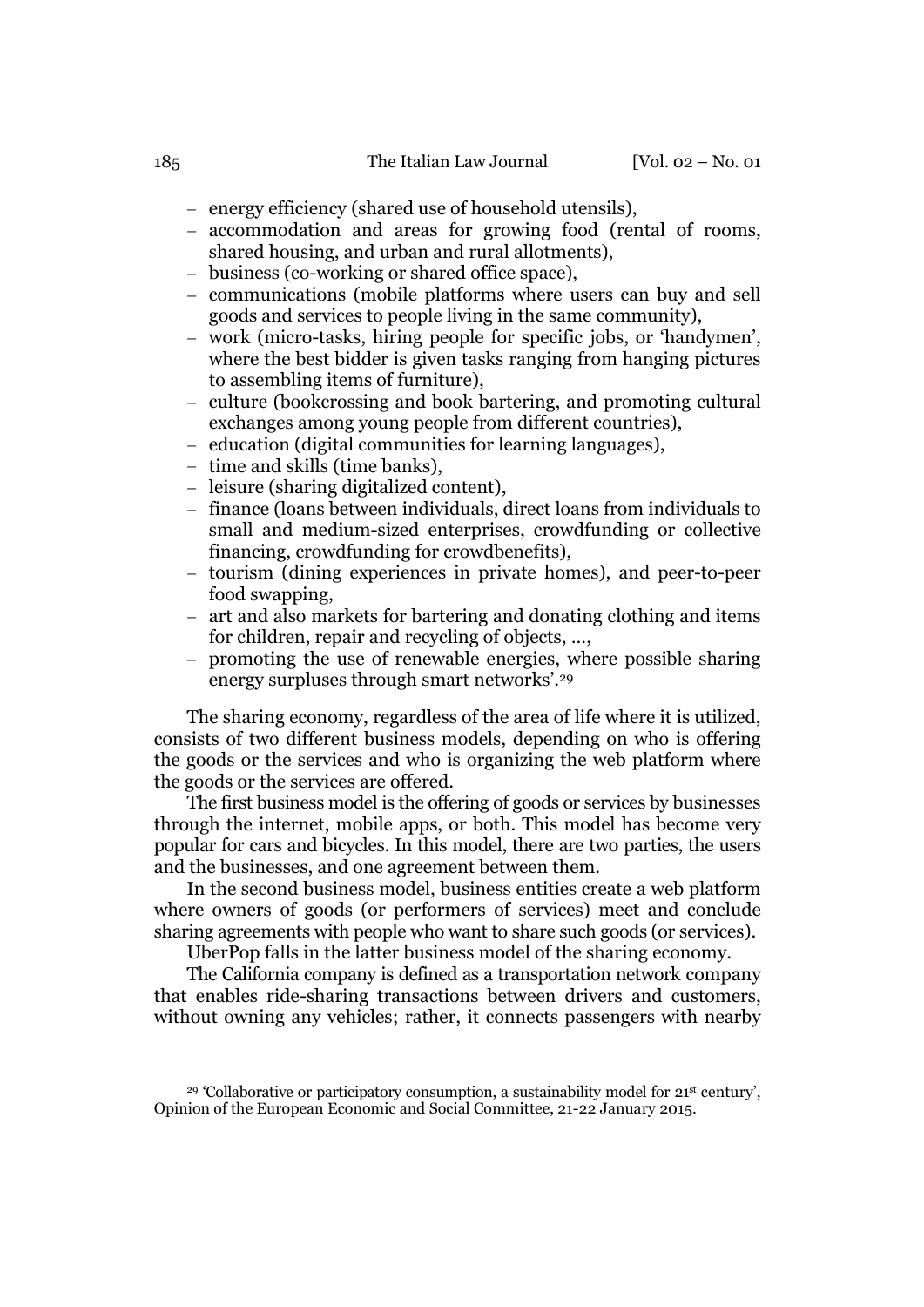- energy efficiency (shared use of household utensils),
- accommodation and areas for growing food (rental of rooms, shared housing, and urban and rural allotments),
- business (co-working or shared office space),
- communications (mobile platforms where users can buy and sell goods and services to people living in the same community),
- work (micro-tasks, hiring people for specific jobs, or 'handymen', where the best bidder is given tasks ranging from hanging pictures to assembling items of furniture),
- culture (bookcrossing and book bartering, and promoting cultural exchanges among young people from different countries),
- education (digital communities for learning languages),
- time and skills (time banks),
- leisure (sharing digitalized content),
- finance (loans between individuals, direct loans from individuals to small and medium-sized enterprises, crowdfunding or collective financing, crowdfunding for crowdbenefits),
- tourism (dining experiences in private homes), and peer-to-peer food swapping,
- art and also markets for bartering and donating clothing and items for children, repair and recycling of objects, …,
- promoting the use of renewable energies, where possible sharing energy surpluses through smart networks'.[29]

The sharing economy, regardless of the area of life where it is utilized, consists of two different business models, depending on who is offering the goods or the services and who is organizing the web platform where the goods or the services are offered.

The first business model is the offering of goods or services by businesses through the internet, mobile apps, or both. This model has become very popular for cars and bicycles. In this model, there are two parties, the users and the businesses, and one agreement between them.

In the second business model, business entities create a web platform where owners of goods (or performers of services) meet and conclude sharing agreements with people who want to share such goods (or services).

UberPop falls in the latter business model of the sharing economy.

The California company is defined as a transportation network company that enables ride-sharing transactions between drivers and customers, without owning any vehicles; rather, it connects passengers with nearby

[29] 'Collaborative or participatory consumption, a sustainability model for 21st century', Opinion of the European Economic and Social Committee, 21-22 January 2015.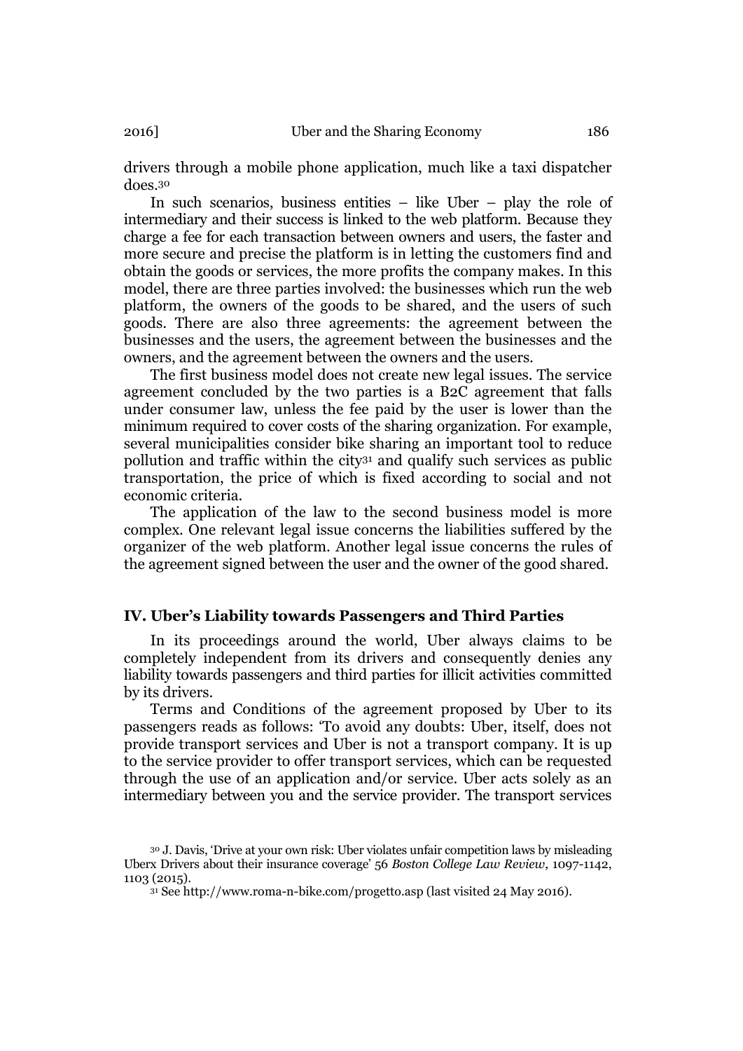drivers through a mobile phone application, much like a taxi dispatcher does.[30]

In such scenarios, business entities – like Uber – play the role of intermediary and their success is linked to the web platform. Because they charge a fee for each transaction between owners and users, the faster and more secure and precise the platform is in letting the customers find and obtain the goods or services, the more profits the company makes. In this model, there are three parties involved: the businesses which run the web platform, the owners of the goods to be shared, and the users of such goods. There are also three agreements: the agreement between the businesses and the users, the agreement between the businesses and the owners, and the agreement between the owners and the users.

The first business model does not create new legal issues. The service agreement concluded by the two parties is a B2C agreement that falls under consumer law, unless the fee paid by the user is lower than the minimum required to cover costs of the sharing organization. For example, several municipalities consider bike sharing an important tool to reduce pollution and traffic within the city[31] and qualify such services as public transportation, the price of which is fixed according to social and not economic criteria.

The application of the law to the second business model is more complex. One relevant legal issue concerns the liabilities suffered by the organizer of the web platform. Another legal issue concerns the rules of the agreement signed between the user and the owner of the good shared.

## IV. Uber's Liability towards Passengers and Third Parties

In its proceedings around the world, Uber always claims to be completely independent from its drivers and consequently denies any liability towards passengers and third parties for illicit activities committed by its drivers.

Terms and Conditions of the agreement proposed by Uber to its passengers reads as follows: 'To avoid any doubts: Uber, itself, does not provide transport services and Uber is not a transport company. It is up to the service provider to offer transport services, which can be requested through the use of an application and/or service. Uber acts solely as an intermediary between you and the service provider. The transport services

[30] J. Davis, 'Drive at your own risk: Uber violates unfair competition laws by misleading Uberx Drivers about their insurance coverage' 56 *Boston College Law Review*, 1097-1142, 1103 (2015).

[31] See http://www.roma-n-bike.com/progetto.asp (last visited 24 May 2016).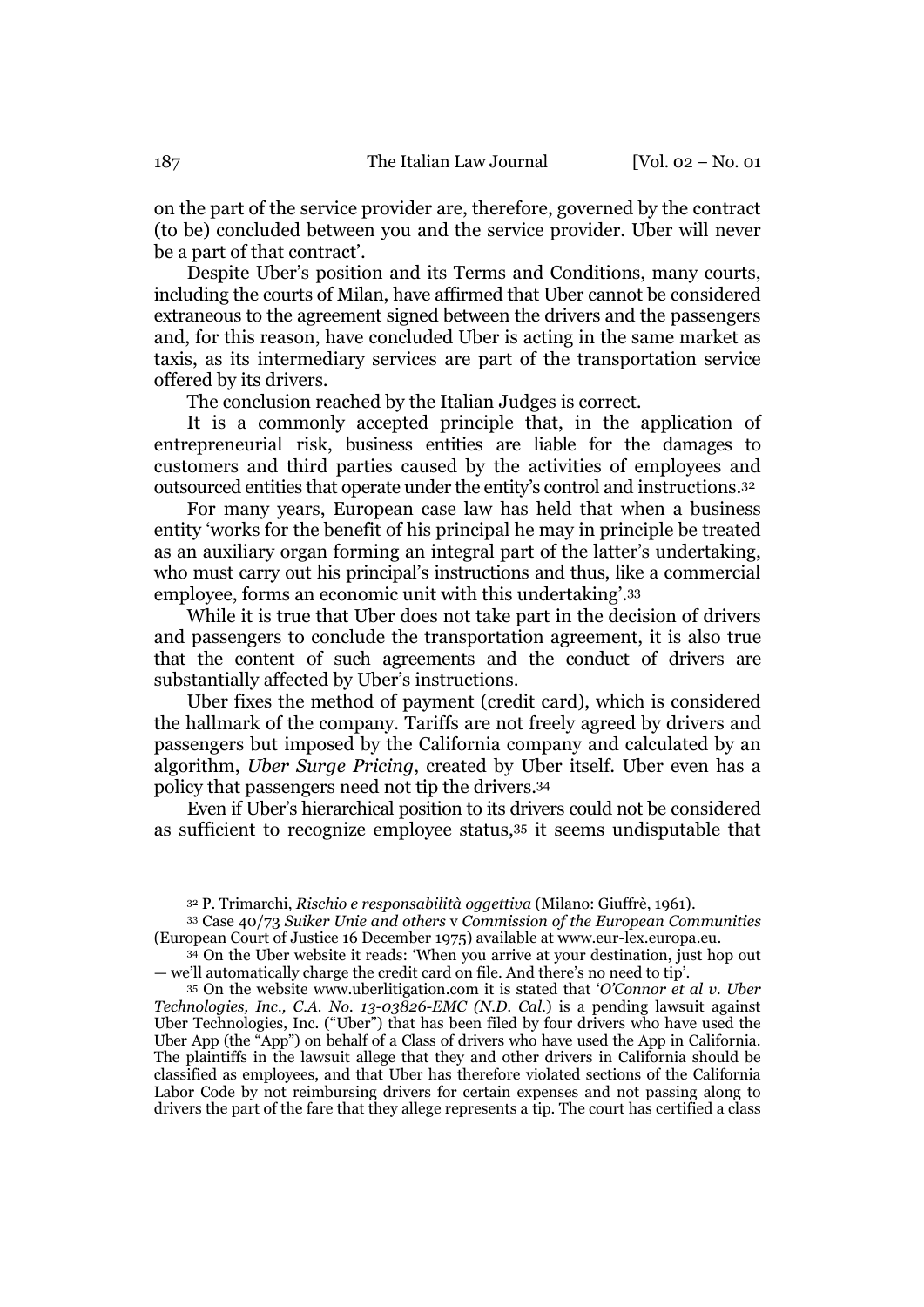on the part of the service provider are, therefore, governed by the contract (to be) concluded between you and the service provider. Uber will never be a part of that contract'.

Despite Uber's position and its Terms and Conditions, many courts, including the courts of Milan, have affirmed that Uber cannot be considered extraneous to the agreement signed between the drivers and the passengers and, for this reason, have concluded Uber is acting in the same market as taxis, as its intermediary services are part of the transportation service offered by its drivers.

The conclusion reached by the Italian Judges is correct.

It is a commonly accepted principle that, in the application of entrepreneurial risk, business entities are liable for the damages to customers and third parties caused by the activities of employees and outsourced entities that operate under the entity's control and instructions.[32]

For many years, European case law has held that when a business entity 'works for the benefit of his principal he may in principle be treated as an auxiliary organ forming an integral part of the latter's undertaking, who must carry out his principal's instructions and thus, like a commercial employee, forms an economic unit with this undertaking'.[33]

While it is true that Uber does not take part in the decision of drivers and passengers to conclude the transportation agreement, it is also true that the content of such agreements and the conduct of drivers are substantially affected by Uber's instructions.

Uber fixes the method of payment (credit card), which is considered the hallmark of the company. Tariffs are not freely agreed by drivers and passengers but imposed by the California company and calculated by an algorithm, *Uber Surge Pricing*, created by Uber itself. Uber even has a policy that passengers need not tip the drivers.[34]

Even if Uber's hierarchical position to its drivers could not be considered as sufficient to recognize employee status,[35] it seems undisputable that

---

[32] P. Trimarchi, *Rischio e responsabilità oggettiva* (Milano: Giuffrè, 1961).

[33] Case 40/73 *Suiker Unie and others* v *Commission of the European Communities* (European Court of Justice 16 December 1975) available at www.eur-lex.europa.eu.

[34] On the Uber website it reads: 'When you arrive at your destination, just hop out — we'll automatically charge the credit card on file. And there's no need to tip'.

[35] On the website www.uberlitigation.com it is stated that '*O'Connor et al v. Uber Technologies, Inc., C.A. No. 13-03826-EMC (N.D. Cal.)* is a pending lawsuit against Uber Technologies, Inc. ("Uber") that has been filed by four drivers who have used the Uber App (the "App") on behalf of a Class of drivers who have used the App in California. The plaintiffs in the lawsuit allege that they and other drivers in California should be classified as employees, and that Uber has therefore violated sections of the California Labor Code by not reimbursing drivers for certain expenses and not passing along to drivers the part of the fare that they allege represents a tip. The court has certified a class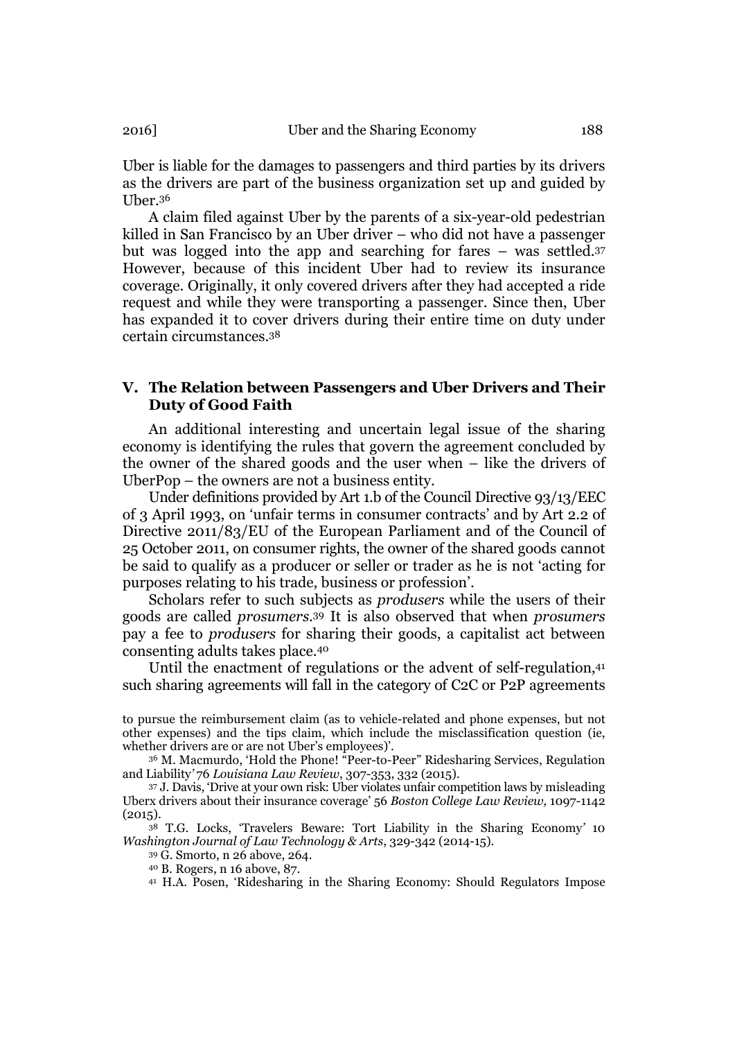Uber is liable for the damages to passengers and third parties by its drivers as the drivers are part of the business organization set up and guided by Uber.[36]

A claim filed against Uber by the parents of a six-year-old pedestrian killed in San Francisco by an Uber driver – who did not have a passenger but was logged into the app and searching for fares – was settled.[37] However, because of this incident Uber had to review its insurance coverage. Originally, it only covered drivers after they had accepted a ride request and while they were transporting a passenger. Since then, Uber has expanded it to cover drivers during their entire time on duty under certain circumstances.[38]

## V. The Relation between Passengers and Uber Drivers and Their Duty of Good Faith

An additional interesting and uncertain legal issue of the sharing economy is identifying the rules that govern the agreement concluded by the owner of the shared goods and the user when – like the drivers of UberPop – the owners are not a business entity.

Under definitions provided by Art 1.b of the Council Directive 93/13/EEC of 3 April 1993, on 'unfair terms in consumer contracts' and by Art 2.2 of Directive 2011/83/EU of the European Parliament and of the Council of 25 October 2011, on consumer rights, the owner of the shared goods cannot be said to qualify as a producer or seller or trader as he is not 'acting for purposes relating to his trade, business or profession'.

Scholars refer to such subjects as *produsers* while the users of their goods are called *prosumers*.[39] It is also observed that when *prosumers* pay a fee to *produsers* for sharing their goods, a capitalist act between consenting adults takes place.[40]

Until the enactment of regulations or the advent of self-regulation,[41] such sharing agreements will fall in the category of C2C or P2P agreements

---

to pursue the reimbursement claim (as to vehicle-related and phone expenses, but not other expenses) and the tips claim, which include the misclassification question (ie, whether drivers are or are not Uber's employees)'.

[36] M. Macmurdo, 'Hold the Phone! "Peer-to-Peer" Ridesharing Services, Regulation and Liability' 76 *Louisiana Law Review*, 307-353, 332 (2015).

[37] J. Davis, 'Drive at your own risk: Uber violates unfair competition laws by misleading Uberx drivers about their insurance coverage' 56 *Boston College Law Review*, 1097-1142 (2015).

[38] T.G. Locks, 'Travelers Beware: Tort Liability in the Sharing Economy' 10 *Washington Journal of Law Technology & Arts*, 329-342 (2014-15).

[39] G. Smorto, n 26 above, 264.

[40] B. Rogers, n 16 above, 87.

[41] H.A. Posen, 'Ridesharing in the Sharing Economy: Should Regulators Impose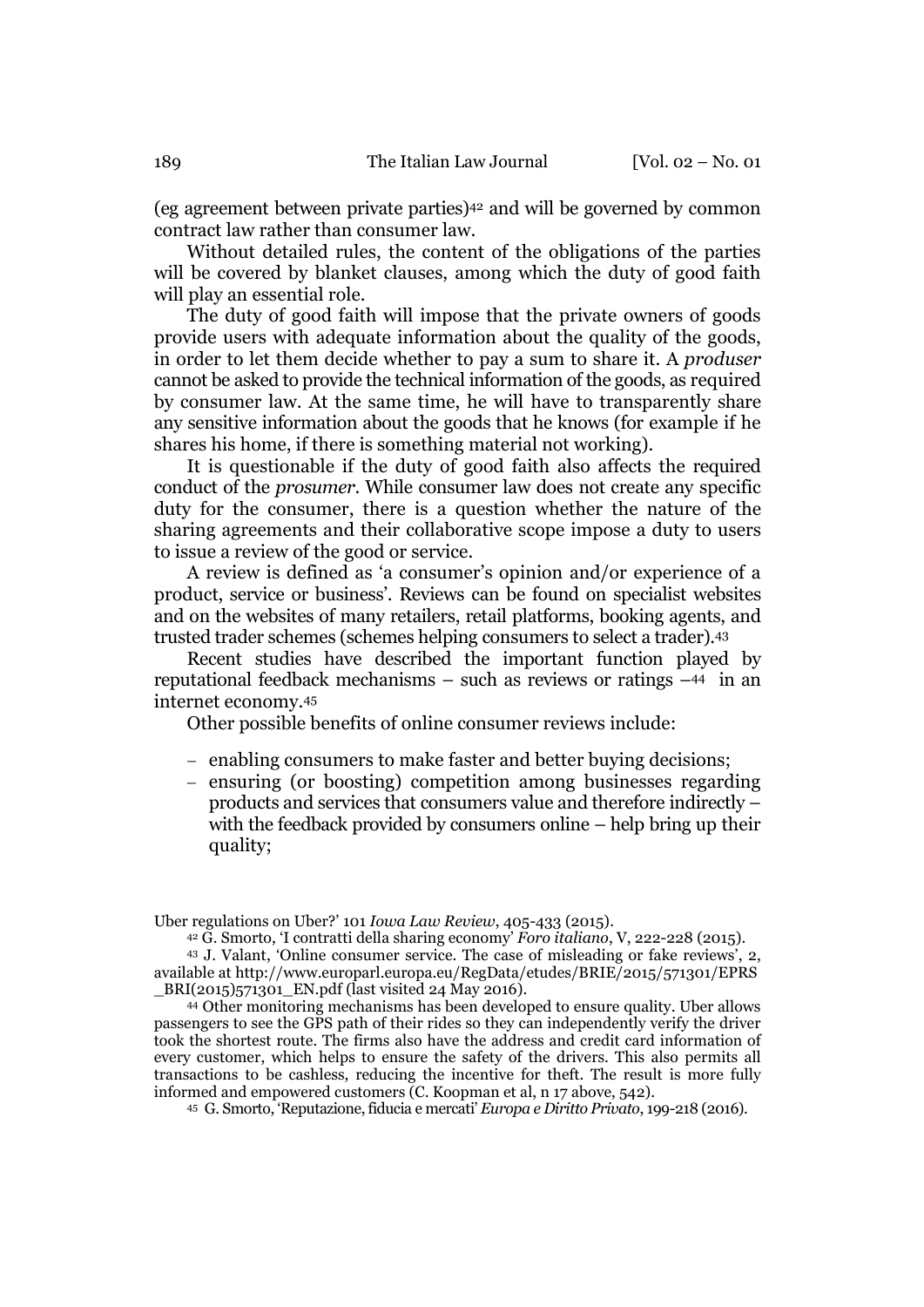(eg agreement between private parties)[42] and will be governed by common contract law rather than consumer law.

Without detailed rules, the content of the obligations of the parties will be covered by blanket clauses, among which the duty of good faith will play an essential role.

The duty of good faith will impose that the private owners of goods provide users with adequate information about the quality of the goods, in order to let them decide whether to pay a sum to share it. A *produser* cannot be asked to provide the technical information of the goods, as required by consumer law. At the same time, he will have to transparently share any sensitive information about the goods that he knows (for example if he shares his home, if there is something material not working).

It is questionable if the duty of good faith also affects the required conduct of the *prosumer*. While consumer law does not create any specific duty for the consumer, there is a question whether the nature of the sharing agreements and their collaborative scope impose a duty to users to issue a review of the good or service.

A review is defined as 'a consumer's opinion and/or experience of a product, service or business'. Reviews can be found on specialist websites and on the websites of many retailers, retail platforms, booking agents, and trusted trader schemes (schemes helping consumers to select a trader).[43]

Recent studies have described the important function played by reputational feedback mechanisms – such as reviews or ratings –[44] in an internet economy.[45]

Other possible benefits of online consumer reviews include:

- enabling consumers to make faster and better buying decisions;
- ensuring (or boosting) competition among businesses regarding products and services that consumers value and therefore indirectly – with the feedback provided by consumers online – help bring up their quality;

Uber regulations on Uber?' 101 *Iowa Law Review*, 405-433 (2015).

[42] G. Smorto, 'I contratti della sharing economy' *Foro italiano*, V, 222-228 (2015).

[43] J. Valant, 'Online consumer service. The case of misleading or fake reviews', 2, available at http://www.europarl.europa.eu/RegData/etudes/BRIE/2015/571301/EPRS_BRI(2015)571301_EN.pdf (last visited 24 May 2016).

[44] Other monitoring mechanisms has been developed to ensure quality. Uber allows passengers to see the GPS path of their rides so they can independently verify the driver took the shortest route. The firms also have the address and credit card information of every customer, which helps to ensure the safety of the drivers. This also permits all transactions to be cashless, reducing the incentive for theft. The result is more fully informed and empowered customers (C. Koopman et al, n 17 above, 542).

[45] G. Smorto, 'Reputazione, fiducia e mercati' *Europa e Diritto Privato*, 199-218 (2016).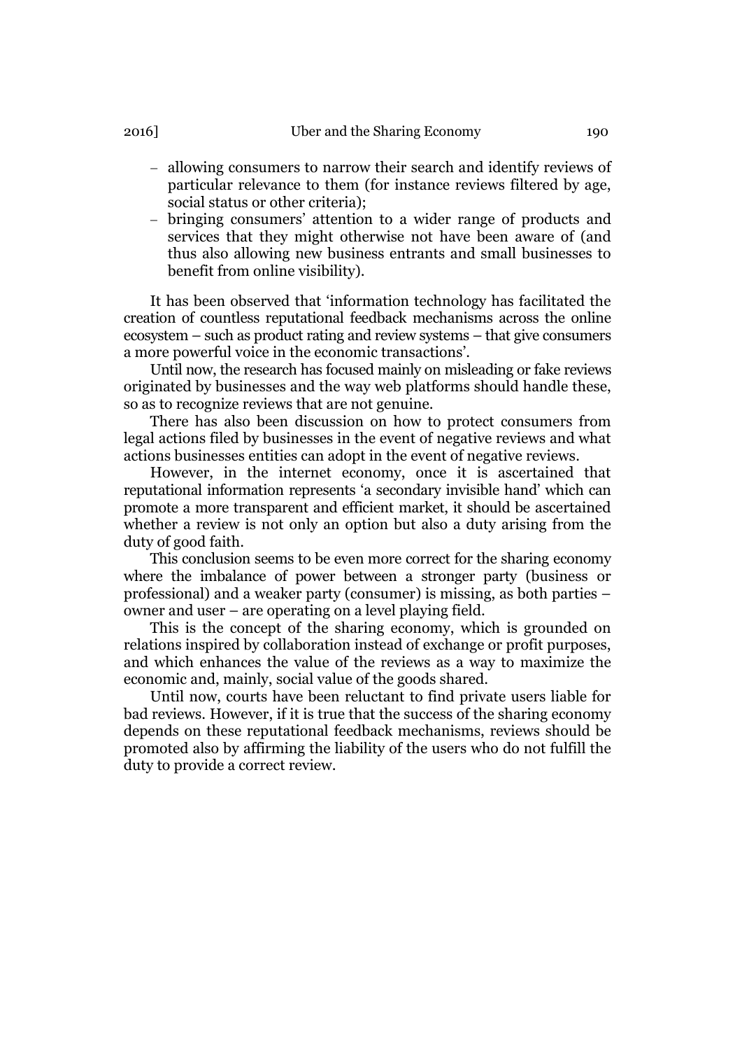- allowing consumers to narrow their search and identify reviews of particular relevance to them (for instance reviews filtered by age, social status or other criteria);
- bringing consumers' attention to a wider range of products and services that they might otherwise not have been aware of (and thus also allowing new business entrants and small businesses to benefit from online visibility).

It has been observed that 'information technology has facilitated the creation of countless reputational feedback mechanisms across the online ecosystem – such as product rating and review systems – that give consumers a more powerful voice in the economic transactions'.

Until now, the research has focused mainly on misleading or fake reviews originated by businesses and the way web platforms should handle these, so as to recognize reviews that are not genuine.

There has also been discussion on how to protect consumers from legal actions filed by businesses in the event of negative reviews and what actions businesses entities can adopt in the event of negative reviews.

However, in the internet economy, once it is ascertained that reputational information represents 'a secondary invisible hand' which can promote a more transparent and efficient market, it should be ascertained whether a review is not only an option but also a duty arising from the duty of good faith.

This conclusion seems to be even more correct for the sharing economy where the imbalance of power between a stronger party (business or professional) and a weaker party (consumer) is missing, as both parties – owner and user – are operating on a level playing field.

This is the concept of the sharing economy, which is grounded on relations inspired by collaboration instead of exchange or profit purposes, and which enhances the value of the reviews as a way to maximize the economic and, mainly, social value of the goods shared.

Until now, courts have been reluctant to find private users liable for bad reviews. However, if it is true that the success of the sharing economy depends on these reputational feedback mechanisms, reviews should be promoted also by affirming the liability of the users who do not fulfill the duty to provide a correct review.